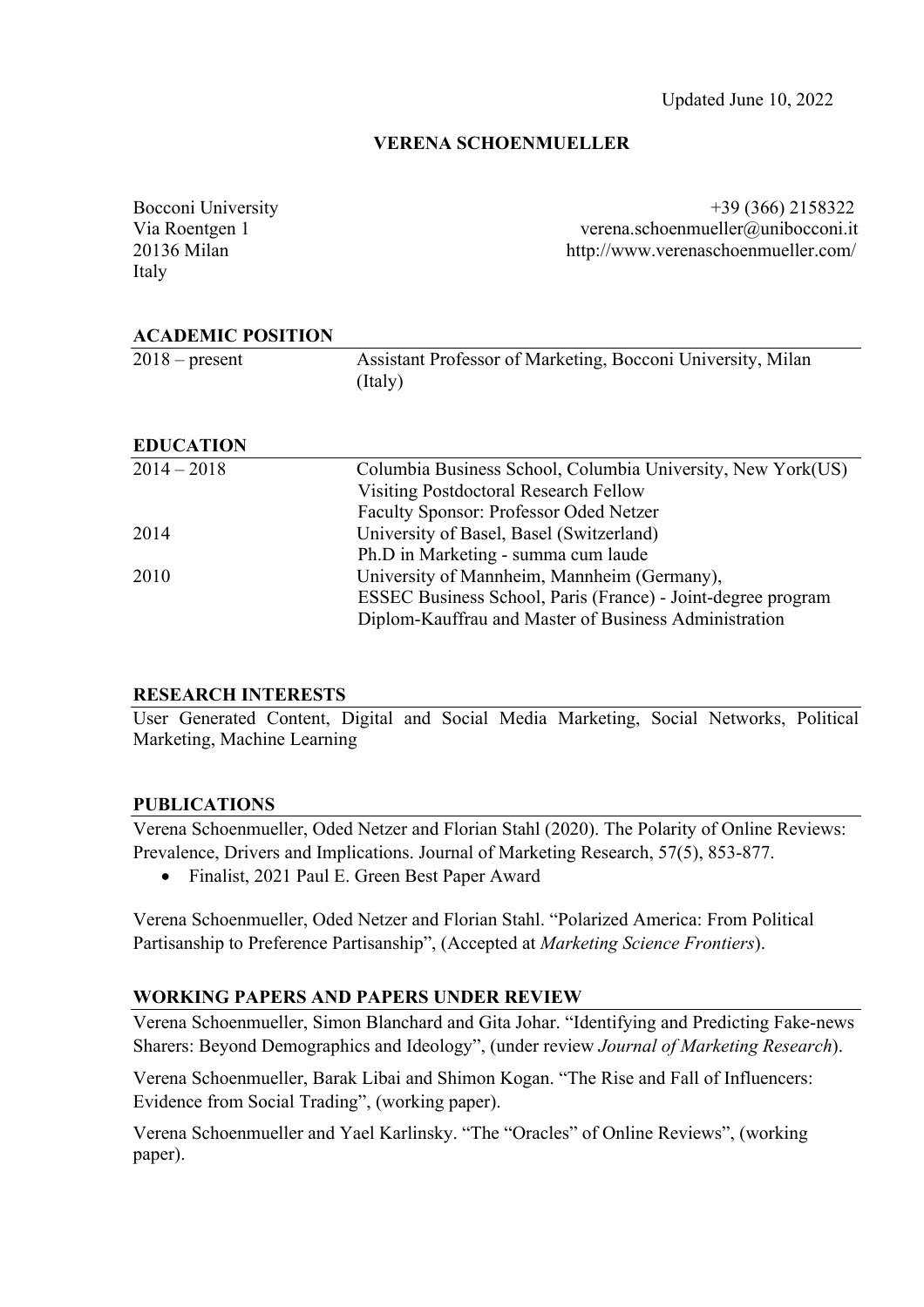Updated June 10, 2022

# VERENA SCHOENMUELLER

Bocconi University
Via Roentgen 1
20136 Milan
Italy

+39 (366) 2158322
verena.schoenmueller@unibocconi.it
http://www.verenaschoenmueller.com/

## ACADEMIC POSITION

| | |
|---|---|
| 2018 – present | Assistant Professor of Marketing, Bocconi University, Milan (Italy) |

## EDUCATION

| | |
|---|---|
| 2014 – 2018 | Columbia Business School, Columbia University, New York(US)<br>Visiting Postdoctoral Research Fellow<br>Faculty Sponsor: Professor Oded Netzer |
| 2014 | University of Basel, Basel (Switzerland)<br>Ph.D in Marketing - summa cum laude |
| 2010 | University of Mannheim, Mannheim (Germany),<br>ESSEC Business School, Paris (France) - Joint-degree program<br>Diplom-Kauffrau and Master of Business Administration |

## RESEARCH INTERESTS

User Generated Content, Digital and Social Media Marketing, Social Networks, Political Marketing, Machine Learning

## PUBLICATIONS

Verena Schoenmueller, Oded Netzer and Florian Stahl (2020). The Polarity of Online Reviews: Prevalence, Drivers and Implications. Journal of Marketing Research, 57(5), 853-877.

- Finalist, 2021 Paul E. Green Best Paper Award

Verena Schoenmueller, Oded Netzer and Florian Stahl. "Polarized America: From Political Partisanship to Preference Partisanship", (Accepted at *Marketing Science Frontiers*).

## WORKING PAPERS AND PAPERS UNDER REVIEW

Verena Schoenmueller, Simon Blanchard and Gita Johar. "Identifying and Predicting Fake-news Sharers: Beyond Demographics and Ideology", (under review *Journal of Marketing Research*).

Verena Schoenmueller, Barak Libai and Shimon Kogan. "The Rise and Fall of Influencers: Evidence from Social Trading", (working paper).

Verena Schoenmueller and Yael Karlinsky. "The "Oracles" of Online Reviews", (working paper).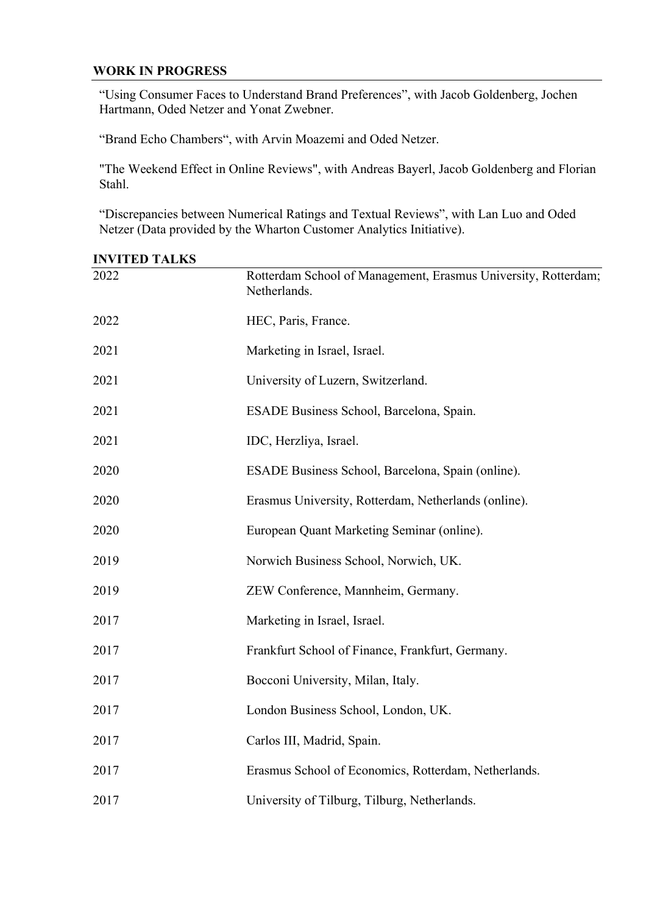## WORK IN PROGRESS

"Using Consumer Faces to Understand Brand Preferences", with Jacob Goldenberg, Jochen Hartmann, Oded Netzer and Yonat Zwebner.

"Brand Echo Chambers", with Arvin Moazemi and Oded Netzer.

"The Weekend Effect in Online Reviews", with Andreas Bayerl, Jacob Goldenberg and Florian Stahl.

"Discrepancies between Numerical Ratings and Textual Reviews", with Lan Luo and Oded Netzer (Data provided by the Wharton Customer Analytics Initiative).

## INVITED TALKS

| | |
|---|---|
| 2022 | Rotterdam School of Management, Erasmus University, Rotterdam; Netherlands. |
| 2022 | HEC, Paris, France. |
| 2021 | Marketing in Israel, Israel. |
| 2021 | University of Luzern, Switzerland. |
| 2021 | ESADE Business School, Barcelona, Spain. |
| 2021 | IDC, Herzliya, Israel. |
| 2020 | ESADE Business School, Barcelona, Spain (online). |
| 2020 | Erasmus University, Rotterdam, Netherlands (online). |
| 2020 | European Quant Marketing Seminar (online). |
| 2019 | Norwich Business School, Norwich, UK. |
| 2019 | ZEW Conference, Mannheim, Germany. |
| 2017 | Marketing in Israel, Israel. |
| 2017 | Frankfurt School of Finance, Frankfurt, Germany. |
| 2017 | Bocconi University, Milan, Italy. |
| 2017 | London Business School, London, UK. |
| 2017 | Carlos III, Madrid, Spain. |
| 2017 | Erasmus School of Economics, Rotterdam, Netherlands. |
| 2017 | University of Tilburg, Tilburg, Netherlands. |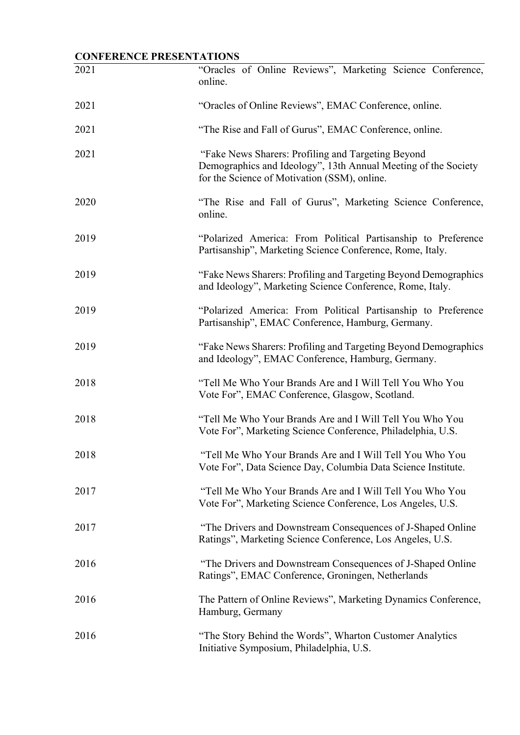**CONFERENCE PRESENTATIONS**

| | |
|---|---|
| 2021 | "Oracles of Online Reviews", Marketing Science Conference, online. |
| 2021 | "Oracles of Online Reviews", EMAC Conference, online. |
| 2021 | "The Rise and Fall of Gurus", EMAC Conference, online. |
| 2021 | "Fake News Sharers: Profiling and Targeting Beyond Demographics and Ideology", 13th Annual Meeting of the Society for the Science of Motivation (SSM), online. |
| 2020 | "The Rise and Fall of Gurus", Marketing Science Conference, online. |
| 2019 | "Polarized America: From Political Partisanship to Preference Partisanship", Marketing Science Conference, Rome, Italy. |
| 2019 | "Fake News Sharers: Profiling and Targeting Beyond Demographics and Ideology", Marketing Science Conference, Rome, Italy. |
| 2019 | "Polarized America: From Political Partisanship to Preference Partisanship", EMAC Conference, Hamburg, Germany. |
| 2019 | "Fake News Sharers: Profiling and Targeting Beyond Demographics and Ideology", EMAC Conference, Hamburg, Germany. |
| 2018 | "Tell Me Who Your Brands Are and I Will Tell You Who You Vote For", EMAC Conference, Glasgow, Scotland. |
| 2018 | "Tell Me Who Your Brands Are and I Will Tell You Who You Vote For", Marketing Science Conference, Philadelphia, U.S. |
| 2018 | "Tell Me Who Your Brands Are and I Will Tell You Who You Vote For", Data Science Day, Columbia Data Science Institute. |
| 2017 | "Tell Me Who Your Brands Are and I Will Tell You Who You Vote For", Marketing Science Conference, Los Angeles, U.S. |
| 2017 | "The Drivers and Downstream Consequences of J-Shaped Online Ratings", Marketing Science Conference, Los Angeles, U.S. |
| 2016 | "The Drivers and Downstream Consequences of J-Shaped Online Ratings", EMAC Conference, Groningen, Netherlands |
| 2016 | The Pattern of Online Reviews", Marketing Dynamics Conference, Hamburg, Germany |
| 2016 | "The Story Behind the Words", Wharton Customer Analytics Initiative Symposium, Philadelphia, U.S. |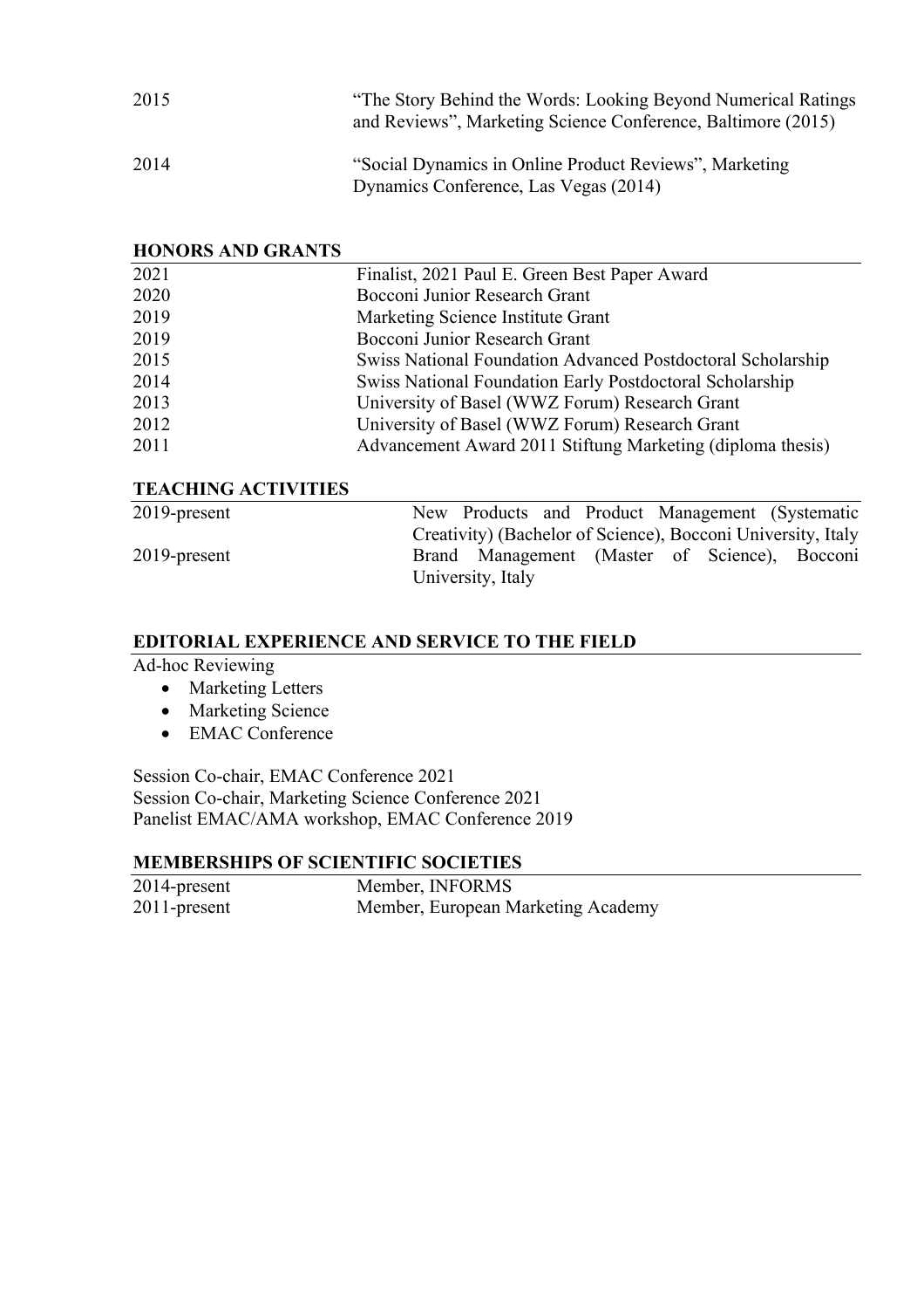| | |
|---|---|
| 2015 | "The Story Behind the Words: Looking Beyond Numerical Ratings and Reviews", Marketing Science Conference, Baltimore (2015) |
| 2014 | "Social Dynamics in Online Product Reviews", Marketing Dynamics Conference, Las Vegas (2014) |

## HONORS AND GRANTS

| | |
|---|---|
| 2021 | Finalist, 2021 Paul E. Green Best Paper Award |
| 2020 | Bocconi Junior Research Grant |
| 2019 | Marketing Science Institute Grant |
| 2019 | Bocconi Junior Research Grant |
| 2015 | Swiss National Foundation Advanced Postdoctoral Scholarship |
| 2014 | Swiss National Foundation Early Postdoctoral Scholarship |
| 2013 | University of Basel (WWZ Forum) Research Grant |
| 2012 | University of Basel (WWZ Forum) Research Grant |
| 2011 | Advancement Award 2011 Stiftung Marketing (diploma thesis) |

## TEACHING ACTIVITIES

| | |
|---|---|
| 2019-present | New Products and Product Management (Systematic Creativity) (Bachelor of Science), Bocconi University, Italy |
| 2019-present | Brand Management (Master of Science), Bocconi University, Italy |

## EDITORIAL EXPERIENCE AND SERVICE TO THE FIELD

Ad-hoc Reviewing

- Marketing Letters
- Marketing Science
- EMAC Conference

Session Co-chair, EMAC Conference 2021
Session Co-chair, Marketing Science Conference 2021
Panelist EMAC/AMA workshop, EMAC Conference 2019

## MEMBERSHIPS OF SCIENTIFIC SOCIETIES

| | |
|---|---|
| 2014-present | Member, INFORMS |
| 2011-present | Member, European Marketing Academy |